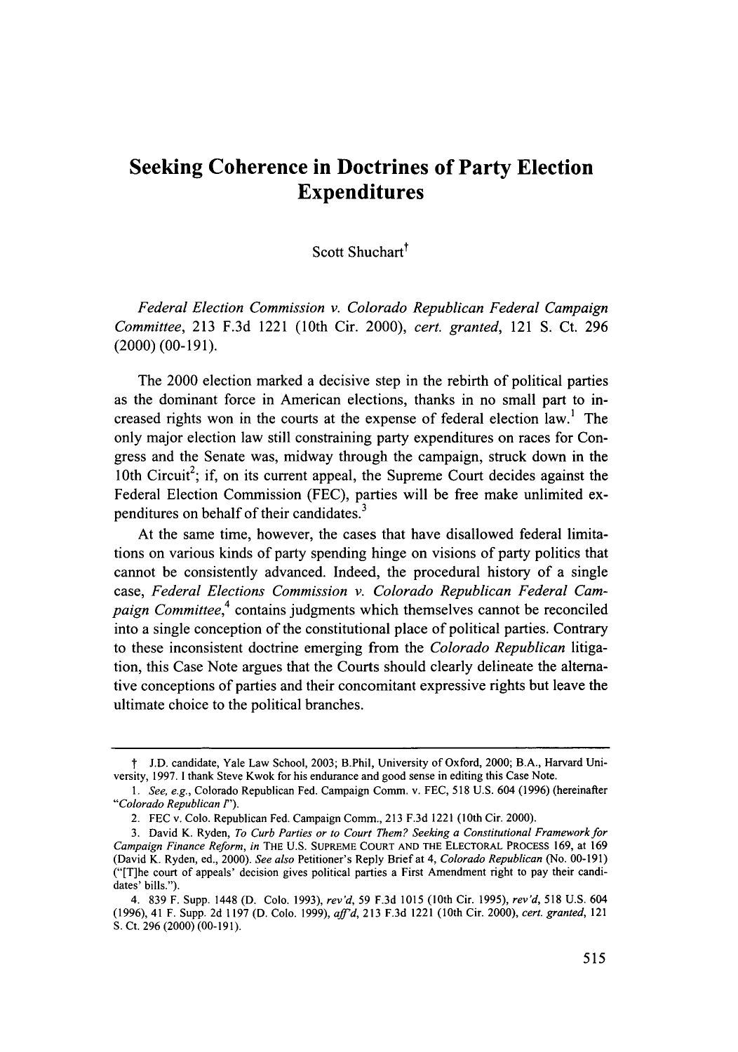# Seeking Coherence in Doctrines of Party Election Expenditures

Scott Shuchart[†]

*Federal Election Commission v. Colorado Republican Federal Campaign Committee*, 213 F.3d 1221 (10th Cir. 2000), *cert. granted*, 121 S. Ct. 296 (2000) (00-191).

The 2000 election marked a decisive step in the rebirth of political parties as the dominant force in American elections, thanks in no small part to increased rights won in the courts at the expense of federal election law.[1] The only major election law still constraining party expenditures on races for Congress and the Senate was, midway through the campaign, struck down in the 10th Circuit[2]; if, on its current appeal, the Supreme Court decides against the Federal Election Commission (FEC), parties will be free make unlimited expenditures on behalf of their candidates.[3]

At the same time, however, the cases that have disallowed federal limitations on various kinds of party spending hinge on visions of party politics that cannot be consistently advanced. Indeed, the procedural history of a single case, *Federal Elections Commission v. Colorado Republican Federal Campaign Committee*,[4] contains judgments which themselves cannot be reconciled into a single conception of the constitutional place of political parties. Contrary to these inconsistent doctrine emerging from the *Colorado Republican* litigation, this Case Note argues that the Courts should clearly delineate the alternative conceptions of parties and their concomitant expressive rights but leave the ultimate choice to the political branches.

---

† J.D. candidate, Yale Law School, 2003; B.Phil, University of Oxford, 2000; B.A., Harvard University, 1997. I thank Steve Kwok for his endurance and good sense in editing this Case Note.

1. *See, e.g.*, Colorado Republican Fed. Campaign Comm. v. FEC, 518 U.S. 604 (1996) (hereinafter "*Colorado Republican I*").

2. FEC v. Colo. Republican Fed. Campaign Comm., 213 F.3d 1221 (10th Cir. 2000).

3. David K. Ryden, *To Curb Parties or to Court Them? Seeking a Constitutional Framework for Campaign Finance Reform*, *in* THE U.S. SUPREME COURT AND THE ELECTORAL PROCESS 169, at 169 (David K. Ryden, ed., 2000). *See also* Petitioner's Reply Brief at 4, *Colorado Republican* (No. 00-191) ("[T]he court of appeals' decision gives political parties a First Amendment right to pay their candidates' bills.").

4. 839 F. Supp. 1448 (D. Colo. 1993), *rev'd*, 59 F.3d 1015 (10th Cir. 1995), *rev'd*, 518 U.S. 604 (1996), 41 F. Supp. 2d 1197 (D. Colo. 1999), *aff'd*, 213 F.3d 1221 (10th Cir. 2000), *cert. granted*, 121 S. Ct. 296 (2000) (00-191).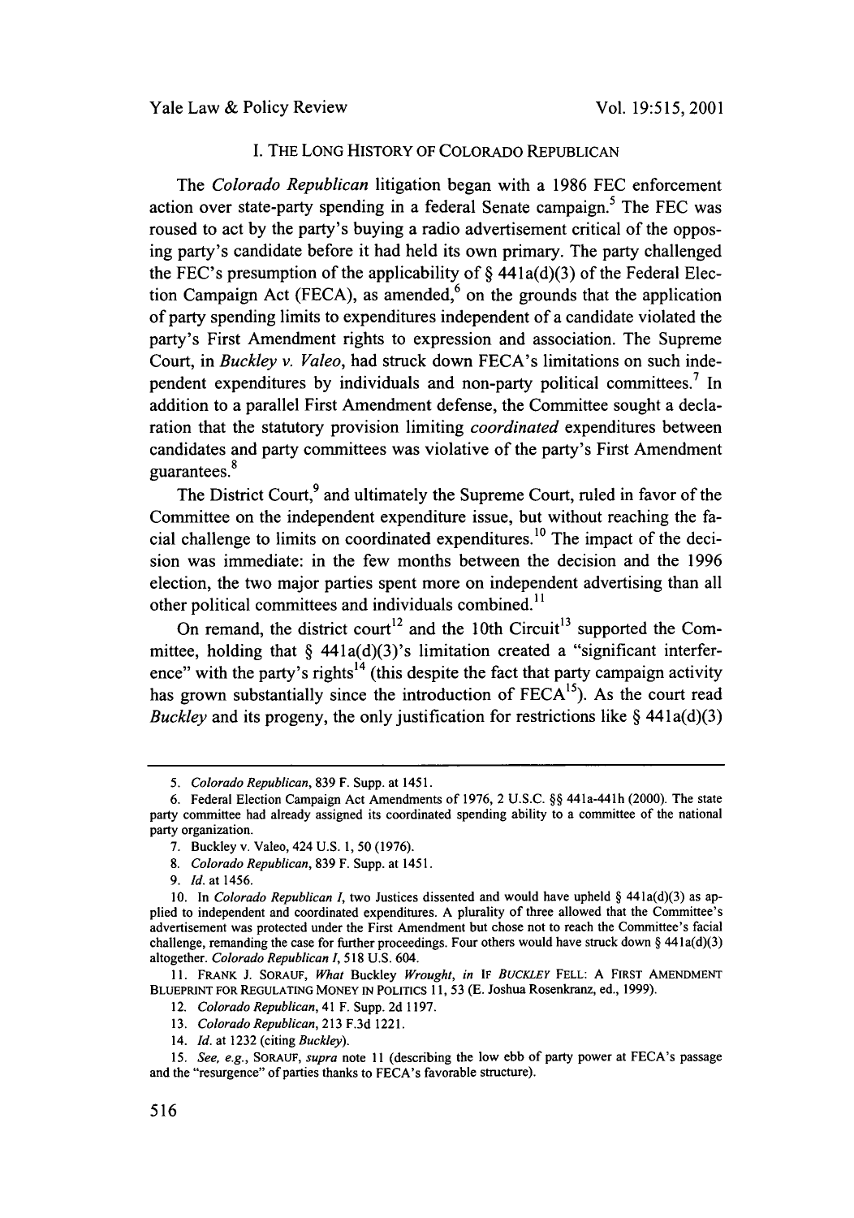## I. THE LONG HISTORY OF COLORADO REPUBLICAN

The *Colorado Republican* litigation began with a 1986 FEC enforcement action over state-party spending in a federal Senate campaign.[5] The FEC was roused to act by the party's buying a radio advertisement critical of the opposing party's candidate before it had held its own primary. The party challenged the FEC's presumption of the applicability of § 441a(d)(3) of the Federal Election Campaign Act (FECA), as amended,[6] on the grounds that the application of party spending limits to expenditures independent of a candidate violated the party's First Amendment rights to expression and association. The Supreme Court, in *Buckley v. Valeo*, had struck down FECA's limitations on such independent expenditures by individuals and non-party political committees.[7] In addition to a parallel First Amendment defense, the Committee sought a declaration that the statutory provision limiting *coordinated* expenditures between candidates and party committees was violative of the party's First Amendment guarantees.[8]

The District Court,[9] and ultimately the Supreme Court, ruled in favor of the Committee on the independent expenditure issue, but without reaching the facial challenge to limits on coordinated expenditures.[10] The impact of the decision was immediate: in the few months between the decision and the 1996 election, the two major parties spent more on independent advertising than all other political committees and individuals combined.[11]

On remand, the district court[12] and the 10th Circuit[13] supported the Committee, holding that § 441a(d)(3)'s limitation created a "significant interference" with the party's rights[14] (this despite the fact that party campaign activity has grown substantially since the introduction of FECA[15]). As the court read *Buckley* and its progeny, the only justification for restrictions like § 441a(d)(3)

---

5. *Colorado Republican*, 839 F. Supp. at 1451.

6. Federal Election Campaign Act Amendments of 1976, 2 U.S.C. §§ 441a-441h (2000). The state party committee had already assigned its coordinated spending ability to a committee of the national party organization.

7. Buckley v. Valeo, 424 U.S. 1, 50 (1976).

8. *Colorado Republican*, 839 F. Supp. at 1451.

9. *Id.* at 1456.

10. In *Colorado Republican I*, two Justices dissented and would have upheld § 441a(d)(3) as applied to independent and coordinated expenditures. A plurality of three allowed that the Committee's advertisement was protected under the First Amendment but chose not to reach the Committee's facial challenge, remanding the case for further proceedings. Four others would have struck down § 441a(d)(3) altogether. *Colorado Republican I*, 518 U.S. 604.

11. FRANK J. SORAUF, *What* Buckley *Wrought*, *in* IF *BUCKLEY* FELL: A FIRST AMENDMENT BLUEPRINT FOR REGULATING MONEY IN POLITICS 11, 53 (E. Joshua Rosenkranz, ed., 1999).

12. *Colorado Republican*, 41 F. Supp. 2d 1197.

13. *Colorado Republican*, 213 F.3d 1221.

14. *Id.* at 1232 (citing *Buckley*).

15. *See, e.g.*, SORAUF, *supra* note 11 (describing the low ebb of party power at FECA's passage and the "resurgence" of parties thanks to FECA's favorable structure).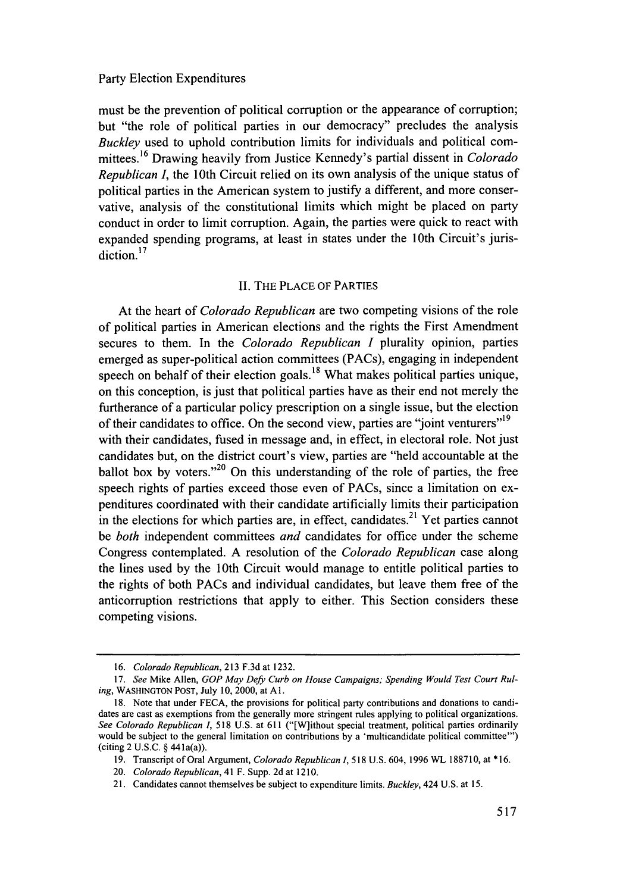must be the prevention of political corruption or the appearance of corruption; but "the role of political parties in our democracy" precludes the analysis *Buckley* used to uphold contribution limits for individuals and political committees.[16] Drawing heavily from Justice Kennedy's partial dissent in *Colorado Republican I*, the 10th Circuit relied on its own analysis of the unique status of political parties in the American system to justify a different, and more conservative, analysis of the constitutional limits which might be placed on party conduct in order to limit corruption. Again, the parties were quick to react with expanded spending programs, at least in states under the 10th Circuit's jurisdiction.[17]

## II. THE PLACE OF PARTIES

At the heart of *Colorado Republican* are two competing visions of the role of political parties in American elections and the rights the First Amendment secures to them. In the *Colorado Republican I* plurality opinion, parties emerged as super-political action committees (PACs), engaging in independent speech on behalf of their election goals.[18] What makes political parties unique, on this conception, is just that political parties have as their end not merely the furtherance of a particular policy prescription on a single issue, but the election of their candidates to office. On the second view, parties are "joint venturers"[19] with their candidates, fused in message and, in effect, in electoral role. Not just candidates but, on the district court's view, parties are "held accountable at the ballot box by voters."[20] On this understanding of the role of parties, the free speech rights of parties exceed those even of PACs, since a limitation on expenditures coordinated with their candidate artificially limits their participation in the elections for which parties are, in effect, candidates.[21] Yet parties cannot be *both* independent committees *and* candidates for office under the scheme Congress contemplated. A resolution of the *Colorado Republican* case along the lines used by the 10th Circuit would manage to entitle political parties to the rights of both PACs and individual candidates, but leave them free of the anticorruption restrictions that apply to either. This Section considers these competing visions.

---

16. *Colorado Republican*, 213 F.3d at 1232.

17. *See* Mike Allen, *GOP May Defy Curb on House Campaigns; Spending Would Test Court Ruling*, WASHINGTON POST, July 10, 2000, at A1.

18. Note that under FECA, the provisions for political party contributions and donations to candidates are cast as exemptions from the generally more stringent rules applying to political organizations. *See Colorado Republican I*, 518 U.S. at 611 ("[W]ithout special treatment, political parties ordinarily would be subject to the general limitation on contributions by a 'multicandidate political committee'") (citing 2 U.S.C. § 441a(a)).

19. Transcript of Oral Argument, *Colorado Republican I*, 518 U.S. 604, 1996 WL 188710, at *16.

20. *Colorado Republican*, 41 F. Supp. 2d at 1210.

21. Candidates cannot themselves be subject to expenditure limits. *Buckley*, 424 U.S. at 15.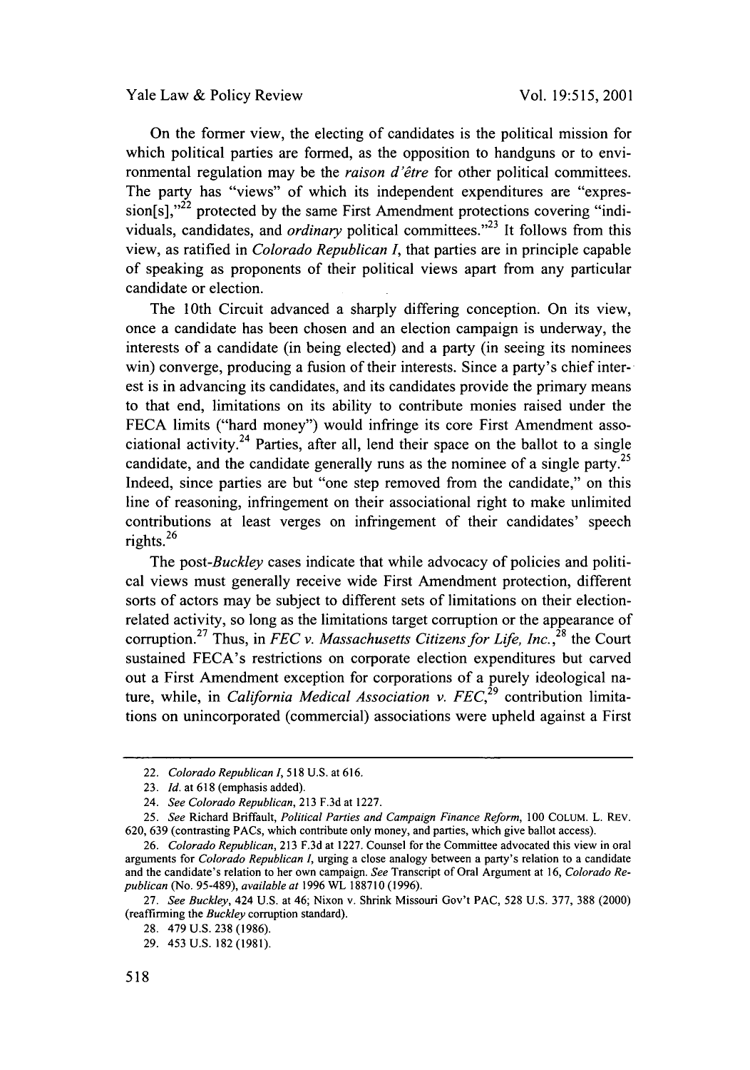On the former view, the electing of candidates is the political mission for which political parties are formed, as the opposition to handguns or to environmental regulation may be the *raison d'être* for other political committees. The party has "views" of which its independent expenditures are "expression[s],"[22] protected by the same First Amendment protections covering "individuals, candidates, and *ordinary* political committees."[23] It follows from this view, as ratified in *Colorado Republican I*, that parties are in principle capable of speaking as proponents of their political views apart from any particular candidate or election.

The 10th Circuit advanced a sharply differing conception. On its view, once a candidate has been chosen and an election campaign is underway, the interests of a candidate (in being elected) and a party (in seeing its nominees win) converge, producing a fusion of their interests. Since a party's chief interest is in advancing its candidates, and its candidates provide the primary means to that end, limitations on its ability to contribute monies raised under the FECA limits ("hard money") would infringe its core First Amendment associational activity.[24] Parties, after all, lend their space on the ballot to a single candidate, and the candidate generally runs as the nominee of a single party.[25] Indeed, since parties are but "one step removed from the candidate," on this line of reasoning, infringement on their associational right to make unlimited contributions at least verges on infringement of their candidates' speech rights.[26]

The post-*Buckley* cases indicate that while advocacy of policies and political views must generally receive wide First Amendment protection, different sorts of actors may be subject to different sets of limitations on their election-related activity, so long as the limitations target corruption or the appearance of corruption.[27] Thus, in *FEC v. Massachusetts Citizens for Life, Inc.*,[28] the Court sustained FECA's restrictions on corporate election expenditures but carved out a First Amendment exception for corporations of a purely ideological nature, while, in *California Medical Association v. FEC*,[29] contribution limitations on unincorporated (commercial) associations were upheld against a First

---

22. *Colorado Republican I*, 518 U.S. at 616.

23. *Id.* at 618 (emphasis added).

24. *See Colorado Republican*, 213 F.3d at 1227.

25. *See* Richard Briffault, *Political Parties and Campaign Finance Reform*, 100 COLUM. L. REV. 620, 639 (contrasting PACs, which contribute only money, and parties, which give ballot access).

26. *Colorado Republican*, 213 F.3d at 1227. Counsel for the Committee advocated this view in oral arguments for *Colorado Republican I*, urging a close analogy between a party's relation to a candidate and the candidate's relation to her own campaign. *See* Transcript of Oral Argument at 16, *Colorado Republican* (No. 95-489), *available at* 1996 WL 188710 (1996).

27. *See Buckley*, 424 U.S. at 46; Nixon v. Shrink Missouri Gov't PAC, 528 U.S. 377, 388 (2000) (reaffirming the *Buckley* corruption standard).

28. 479 U.S. 238 (1986).

29. 453 U.S. 182 (1981).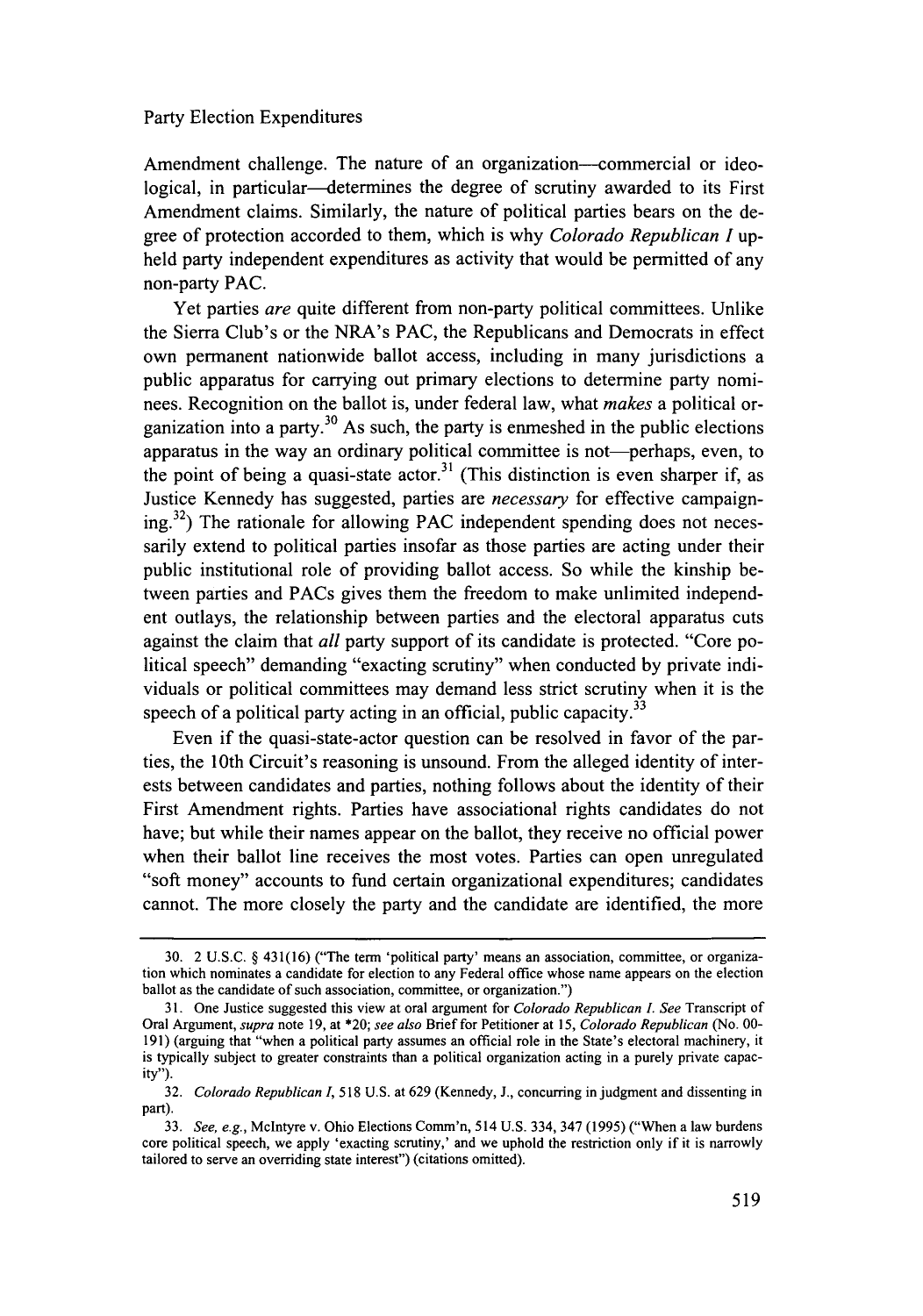Amendment challenge. The nature of an organization—commercial or ideological, in particular—determines the degree of scrutiny awarded to its First Amendment claims. Similarly, the nature of political parties bears on the degree of protection accorded to them, which is why *Colorado Republican I* upheld party independent expenditures as activity that would be permitted of any non-party PAC.

Yet parties *are* quite different from non-party political committees. Unlike the Sierra Club's or the NRA's PAC, the Republicans and Democrats in effect own permanent nationwide ballot access, including in many jurisdictions a public apparatus for carrying out primary elections to determine party nominees. Recognition on the ballot is, under federal law, what *makes* a political organization into a party.[30] As such, the party is enmeshed in the public elections apparatus in the way an ordinary political committee is not—perhaps, even, to the point of being a quasi-state actor.[31] (This distinction is even sharper if, as Justice Kennedy has suggested, parties are *necessary* for effective campaigning.[32]) The rationale for allowing PAC independent spending does not necessarily extend to political parties insofar as those parties are acting under their public institutional role of providing ballot access. So while the kinship between parties and PACs gives them the freedom to make unlimited independent outlays, the relationship between parties and the electoral apparatus cuts against the claim that *all* party support of its candidate is protected. "Core political speech" demanding "exacting scrutiny" when conducted by private individuals or political committees may demand less strict scrutiny when it is the speech of a political party acting in an official, public capacity.[33]

Even if the quasi-state-actor question can be resolved in favor of the parties, the 10th Circuit's reasoning is unsound. From the alleged identity of interests between candidates and parties, nothing follows about the identity of their First Amendment rights. Parties have associational rights candidates do not have; but while their names appear on the ballot, they receive no official power when their ballot line receives the most votes. Parties can open unregulated "soft money" accounts to fund certain organizational expenditures; candidates cannot. The more closely the party and the candidate are identified, the more

---

30. 2 U.S.C. § 431(16) ("The term 'political party' means an association, committee, or organization which nominates a candidate for election to any Federal office whose name appears on the election ballot as the candidate of such association, committee, or organization.")

31. One Justice suggested this view at oral argument for *Colorado Republican I*. *See* Transcript of Oral Argument, *supra* note 19, at *20; *see also* Brief for Petitioner at 15, *Colorado Republican* (No. 00-191) (arguing that "when a political party assumes an official role in the State's electoral machinery, it is typically subject to greater constraints than a political organization acting in a purely private capacity").

32. *Colorado Republican I*, 518 U.S. at 629 (Kennedy, J., concurring in judgment and dissenting in part).

33. *See, e.g.*, McIntyre v. Ohio Elections Comm'n, 514 U.S. 334, 347 (1995) ("When a law burdens core political speech, we apply 'exacting scrutiny,' and we uphold the restriction only if it is narrowly tailored to serve an overriding state interest") (citations omitted).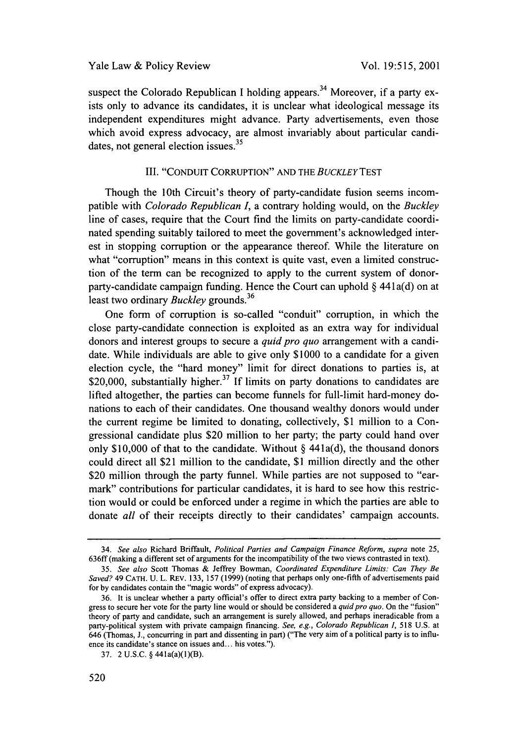suspect the Colorado Republican I holding appears.[34] Moreover, if a party exists only to advance its candidates, it is unclear what ideological message its independent expenditures might advance. Party advertisements, even those which avoid express advocacy, are almost invariably about particular candidates, not general election issues.[35]

## III. "CONDUIT CORRUPTION" AND THE *BUCKLEY* TEST

Though the 10th Circuit's theory of party-candidate fusion seems incompatible with *Colorado Republican I*, a contrary holding would, on the *Buckley* line of cases, require that the Court find the limits on party-candidate coordinated spending suitably tailored to meet the government's acknowledged interest in stopping corruption or the appearance thereof. While the literature on what "corruption" means in this context is quite vast, even a limited construction of the term can be recognized to apply to the current system of donor-party-candidate campaign funding. Hence the Court can uphold § 441a(d) on at least two ordinary *Buckley* grounds.[36]

One form of corruption is so-called "conduit" corruption, in which the close party-candidate connection is exploited as an extra way for individual donors and interest groups to secure a *quid pro quo* arrangement with a candidate. While individuals are able to give only $1000 to a candidate for a given election cycle, the "hard money" limit for direct donations to parties is, at $20,000, substantially higher.[37] If limits on party donations to candidates are lifted altogether, the parties can become funnels for full-limit hard-money donations to each of their candidates. One thousand wealthy donors would under the current regime be limited to donating, collectively, $1 million to a Congressional candidate plus $20 million to her party; the party could hand over only $10,000 of that to the candidate. Without § 441a(d), the thousand donors could direct all $21 million to the candidate, $1 million directly and the other $20 million through the party funnel. While parties are not supposed to "earmark" contributions for particular candidates, it is hard to see how this restriction would or could be enforced under a regime in which the parties are able to donate *all* of their receipts directly to their candidates' campaign accounts.

---

34. *See also* Richard Briffault, *Political Parties and Campaign Finance Reform*, *supra* note 25, 636ff (making a different set of arguments for the incompatibility of the two views contrasted in text).

35. *See also* Scott Thomas & Jeffrey Bowman, *Coordinated Expenditure Limits: Can They Be Saved?* 49 CATH. U. L. REV. 133, 157 (1999) (noting that perhaps only one-fifth of advertisements paid for by candidates contain the "magic words" of express advocacy).

36. It is unclear whether a party official's offer to direct extra party backing to a member of Congress to secure her vote for the party line would or should be considered a *quid pro quo*. On the "fusion" theory of party and candidate, such an arrangement is surely allowed, and perhaps ineradicable from a party-political system with private campaign financing. *See, e.g.*, *Colorado Republican I*, 518 U.S. at 646 (Thomas, J., concurring in part and dissenting in part) ("The very aim of a political party is to influence its candidate's stance on issues and... his votes.").

37. 2 U.S.C. § 441a(a)(1)(B).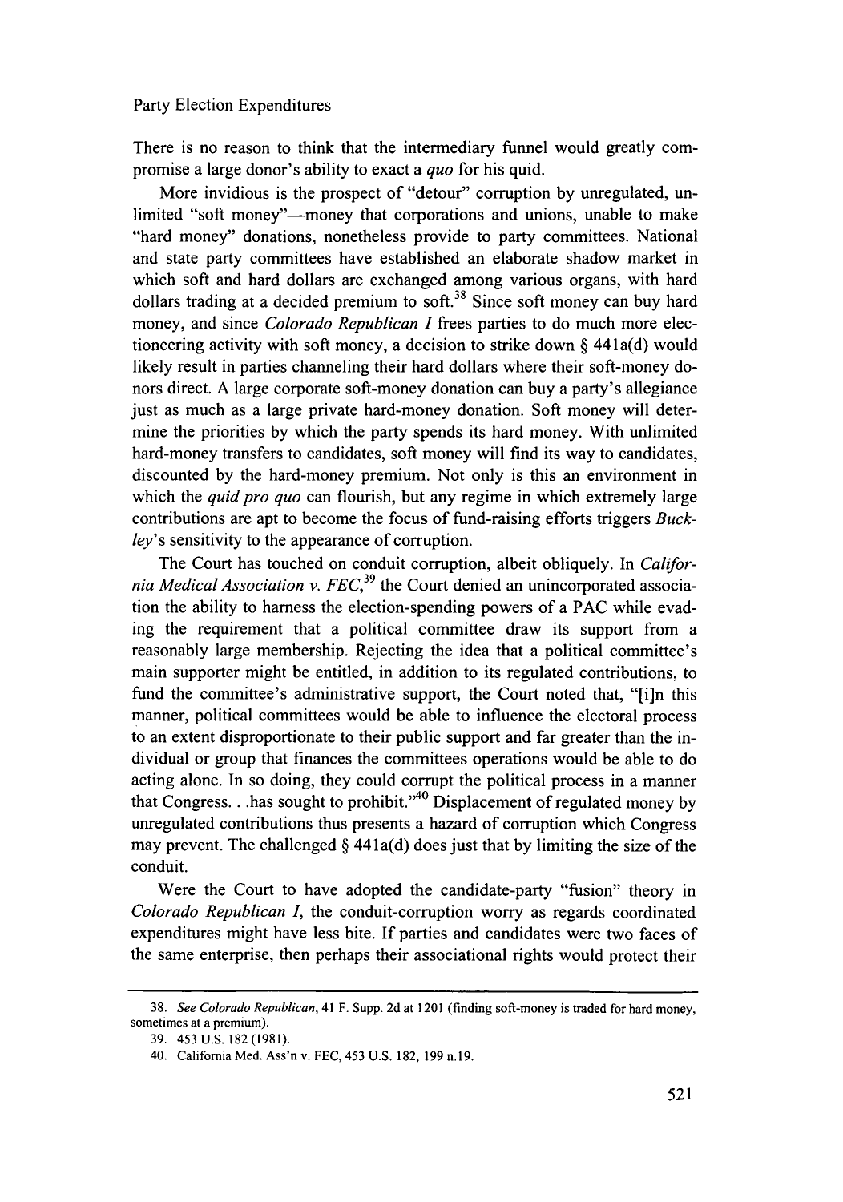There is no reason to think that the intermediary funnel would greatly compromise a large donor's ability to exact a *quo* for his quid.

More invidious is the prospect of "detour" corruption by unregulated, unlimited "soft money"—money that corporations and unions, unable to make "hard money" donations, nonetheless provide to party committees. National and state party committees have established an elaborate shadow market in which soft and hard dollars are exchanged among various organs, with hard dollars trading at a decided premium to soft.[38] Since soft money can buy hard money, and since *Colorado Republican I* frees parties to do much more electioneering activity with soft money, a decision to strike down § 441a(d) would likely result in parties channeling their hard dollars where their soft-money donors direct. A large corporate soft-money donation can buy a party's allegiance just as much as a large private hard-money donation. Soft money will determine the priorities by which the party spends its hard money. With unlimited hard-money transfers to candidates, soft money will find its way to candidates, discounted by the hard-money premium. Not only is this an environment in which the *quid pro quo* can flourish, but any regime in which extremely large contributions are apt to become the focus of fund-raising efforts triggers *Buckley*'s sensitivity to the appearance of corruption.

The Court has touched on conduit corruption, albeit obliquely. In *California Medical Association v. FEC*,[39] the Court denied an unincorporated association the ability to harness the election-spending powers of a PAC while evading the requirement that a political committee draw its support from a reasonably large membership. Rejecting the idea that a political committee's main supporter might be entitled, in addition to its regulated contributions, to fund the committee's administrative support, the Court noted that, "[i]n this manner, political committees would be able to influence the electoral process to an extent disproportionate to their public support and far greater than the individual or group that finances the committees operations would be able to do acting alone. In so doing, they could corrupt the political process in a manner that Congress. . .has sought to prohibit."[40] Displacement of regulated money by unregulated contributions thus presents a hazard of corruption which Congress may prevent. The challenged § 441a(d) does just that by limiting the size of the conduit.

Were the Court to have adopted the candidate-party "fusion" theory in *Colorado Republican I*, the conduit-corruption worry as regards coordinated expenditures might have less bite. If parties and candidates were two faces of the same enterprise, then perhaps their associational rights would protect their

---

38. *See Colorado Republican*, 41 F. Supp. 2d at 1201 (finding soft-money is traded for hard money, sometimes at a premium).

39. 453 U.S. 182 (1981).

40. California Med. Ass'n v. FEC, 453 U.S. 182, 199 n.19.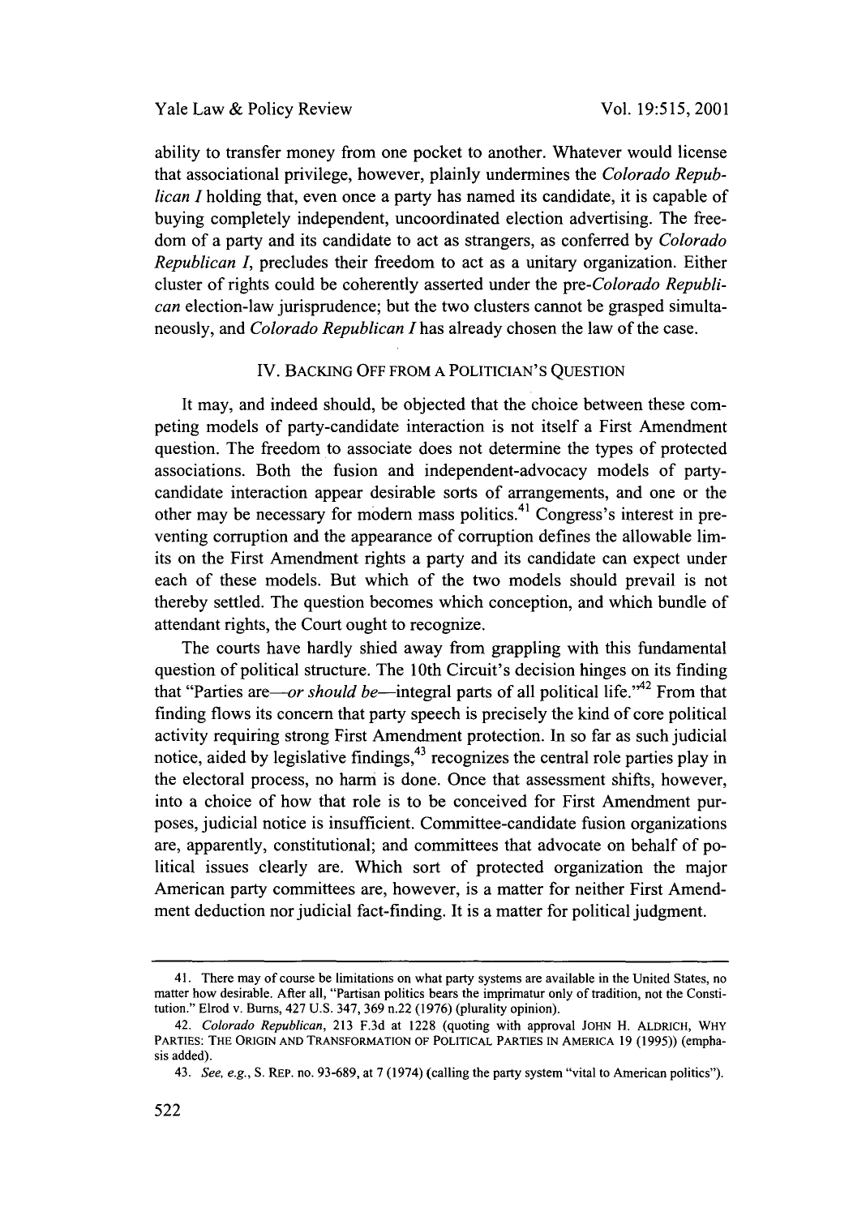ability to transfer money from one pocket to another. Whatever would license that associational privilege, however, plainly undermines the *Colorado Republican I* holding that, even once a party has named its candidate, it is capable of buying completely independent, uncoordinated election advertising. The freedom of a party and its candidate to act as strangers, as conferred by *Colorado Republican I*, precludes their freedom to act as a unitary organization. Either cluster of rights could be coherently asserted under the pre-*Colorado Republican* election-law jurisprudence; but the two clusters cannot be grasped simultaneously, and *Colorado Republican I* has already chosen the law of the case.

## IV. BACKING OFF FROM A POLITICIAN'S QUESTION

It may, and indeed should, be objected that the choice between these competing models of party-candidate interaction is not itself a First Amendment question. The freedom to associate does not determine the types of protected associations. Both the fusion and independent-advocacy models of party-candidate interaction appear desirable sorts of arrangements, and one or the other may be necessary for modern mass politics.[41] Congress's interest in preventing corruption and the appearance of corruption defines the allowable limits on the First Amendment rights a party and its candidate can expect under each of these models. But which of the two models should prevail is not thereby settled. The question becomes which conception, and which bundle of attendant rights, the Court ought to recognize.

The courts have hardly shied away from grappling with this fundamental question of political structure. The 10th Circuit's decision hinges on its finding that "Parties are—*or should be*—integral parts of all political life."[42] From that finding flows its concern that party speech is precisely the kind of core political activity requiring strong First Amendment protection. In so far as such judicial notice, aided by legislative findings,[43] recognizes the central role parties play in the electoral process, no harm is done. Once that assessment shifts, however, into a choice of how that role is to be conceived for First Amendment purposes, judicial notice is insufficient. Committee-candidate fusion organizations are, apparently, constitutional; and committees that advocate on behalf of political issues clearly are. Which sort of protected organization the major American party committees are, however, is a matter for neither First Amendment deduction nor judicial fact-finding. It is a matter for political judgment.

---

41. There may of course be limitations on what party systems are available in the United States, no matter how desirable. After all, "Partisan politics bears the imprimatur only of tradition, not the Constitution." Elrod v. Burns, 427 U.S. 347, 369 n.22 (1976) (plurality opinion).

42. *Colorado Republican*, 213 F.3d at 1228 (quoting with approval JOHN H. ALDRICH, WHY PARTIES: THE ORIGIN AND TRANSFORMATION OF POLITICAL PARTIES IN AMERICA 19 (1995)) (emphasis added).

43. *See, e.g.*, S. REP. no. 93-689, at 7 (1974) (calling the party system "vital to American politics").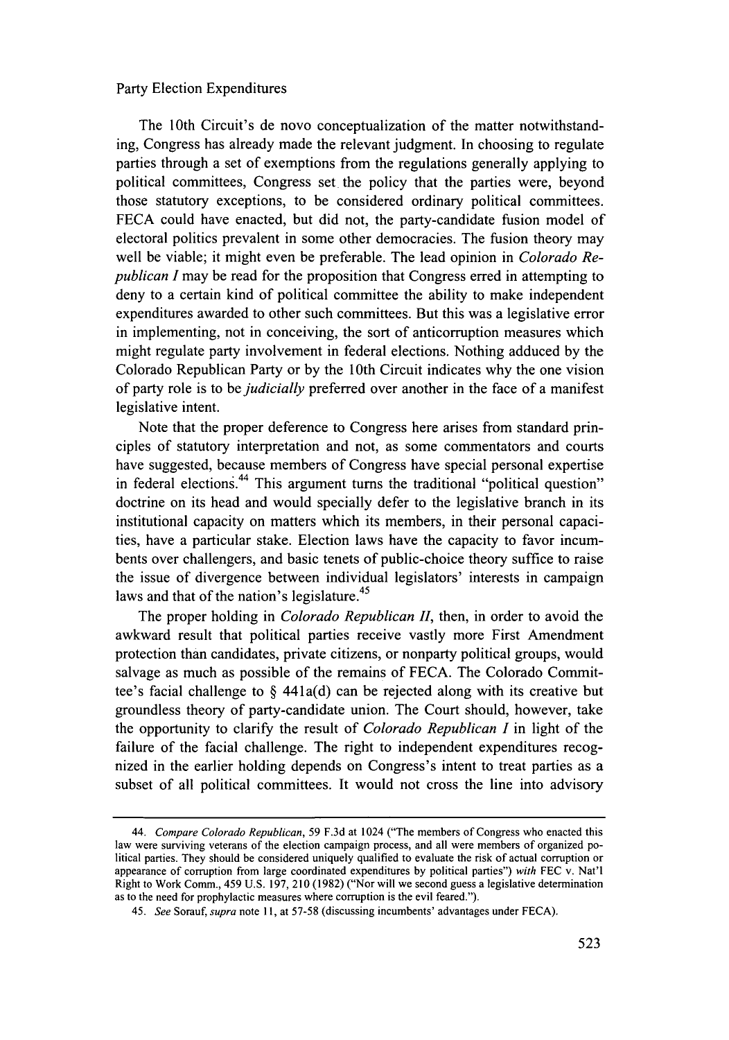The 10th Circuit's de novo conceptualization of the matter notwithstanding, Congress has already made the relevant judgment. In choosing to regulate parties through a set of exemptions from the regulations generally applying to political committees, Congress set the policy that the parties were, beyond those statutory exceptions, to be considered ordinary political committees. FECA could have enacted, but did not, the party-candidate fusion model of electoral politics prevalent in some other democracies. The fusion theory may well be viable; it might even be preferable. The lead opinion in *Colorado Republican I* may be read for the proposition that Congress erred in attempting to deny to a certain kind of political committee the ability to make independent expenditures awarded to other such committees. But this was a legislative error in implementing, not in conceiving, the sort of anticorruption measures which might regulate party involvement in federal elections. Nothing adduced by the Colorado Republican Party or by the 10th Circuit indicates why the one vision of party role is to be *judicially* preferred over another in the face of a manifest legislative intent.

Note that the proper deference to Congress here arises from standard principles of statutory interpretation and not, as some commentators and courts have suggested, because members of Congress have special personal expertise in federal elections.[44] This argument turns the traditional "political question" doctrine on its head and would specially defer to the legislative branch in its institutional capacity on matters which its members, in their personal capacities, have a particular stake. Election laws have the capacity to favor incumbents over challengers, and basic tenets of public-choice theory suffice to raise the issue of divergence between individual legislators' interests in campaign laws and that of the nation's legislature.[45]

The proper holding in *Colorado Republican II*, then, in order to avoid the awkward result that political parties receive vastly more First Amendment protection than candidates, private citizens, or nonparty political groups, would salvage as much as possible of the remains of FECA. The Colorado Committee's facial challenge to § 441a(d) can be rejected along with its creative but groundless theory of party-candidate union. The Court should, however, take the opportunity to clarify the result of *Colorado Republican I* in light of the failure of the facial challenge. The right to independent expenditures recognized in the earlier holding depends on Congress's intent to treat parties as a subset of all political committees. It would not cross the line into advisory

---

44. *Compare Colorado Republican*, 59 F.3d at 1024 ("The members of Congress who enacted this law were surviving veterans of the election campaign process, and all were members of organized political parties. They should be considered uniquely qualified to evaluate the risk of actual corruption or appearance of corruption from large coordinated expenditures by political parties") *with* FEC v. Nat'l Right to Work Comm., 459 U.S. 197, 210 (1982) ("Nor will we second guess a legislative determination as to the need for prophylactic measures where corruption is the evil feared.").

45. *See* Sorauf, *supra* note 11, at 57-58 (discussing incumbents' advantages under FECA).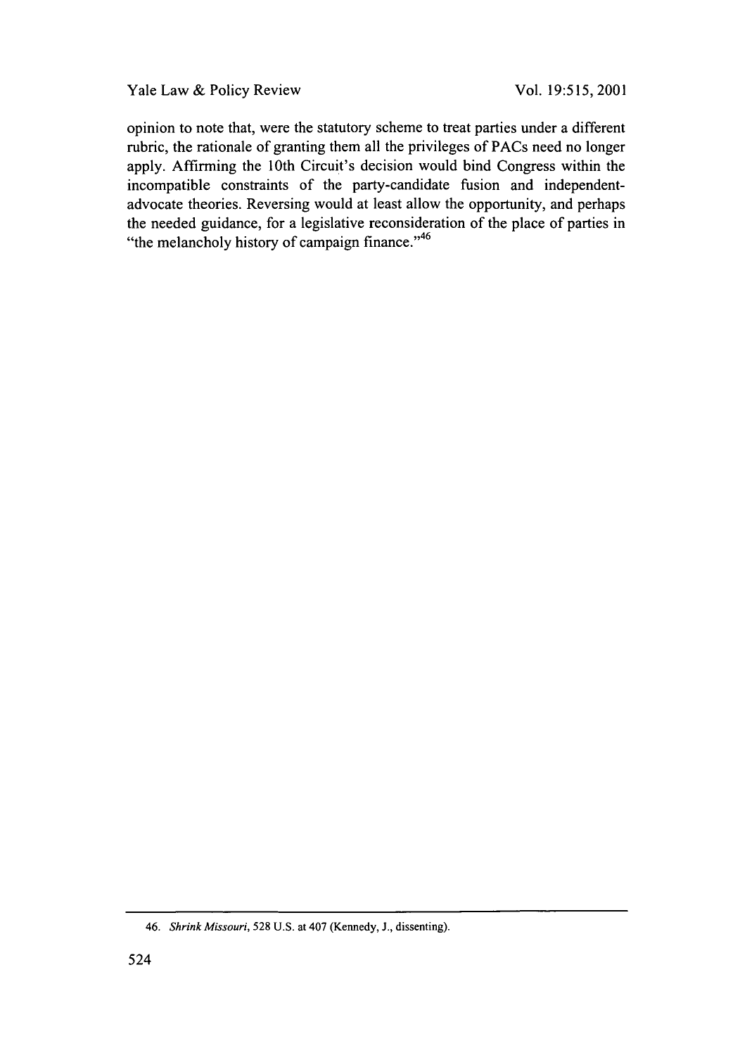opinion to note that, were the statutory scheme to treat parties under a different rubric, the rationale of granting them all the privileges of PACs need no longer apply. Affirming the 10th Circuit's decision would bind Congress within the incompatible constraints of the party-candidate fusion and independent-advocate theories. Reversing would at least allow the opportunity, and perhaps the needed guidance, for a legislative reconsideration of the place of parties in "the melancholy history of campaign finance."[46]

---

46. *Shrink Missouri*, 528 U.S. at 407 (Kennedy, J., dissenting).